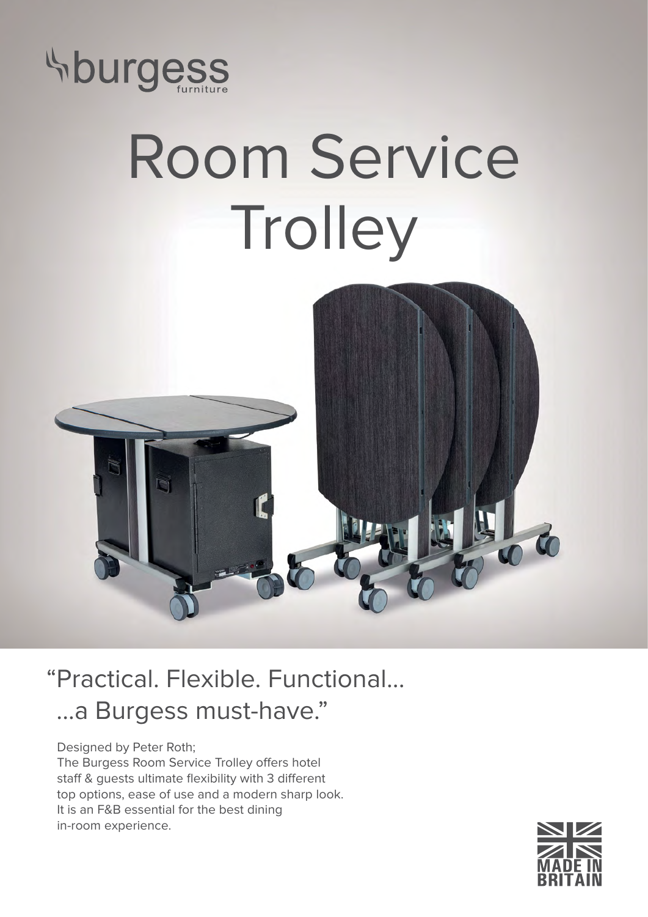burgess furniture

# Room Service Trolley

## "Practical. Flexible. Functional... ...a Burgess must-have."

Designed by Peter Roth;
The Burgess Room Service Trolley offers hotel staff & guests ultimate flexibility with 3 different top options, ease of use and a modern sharp look. It is an F&B essential for the best dining in-room experience.

MADE IN BRITAIN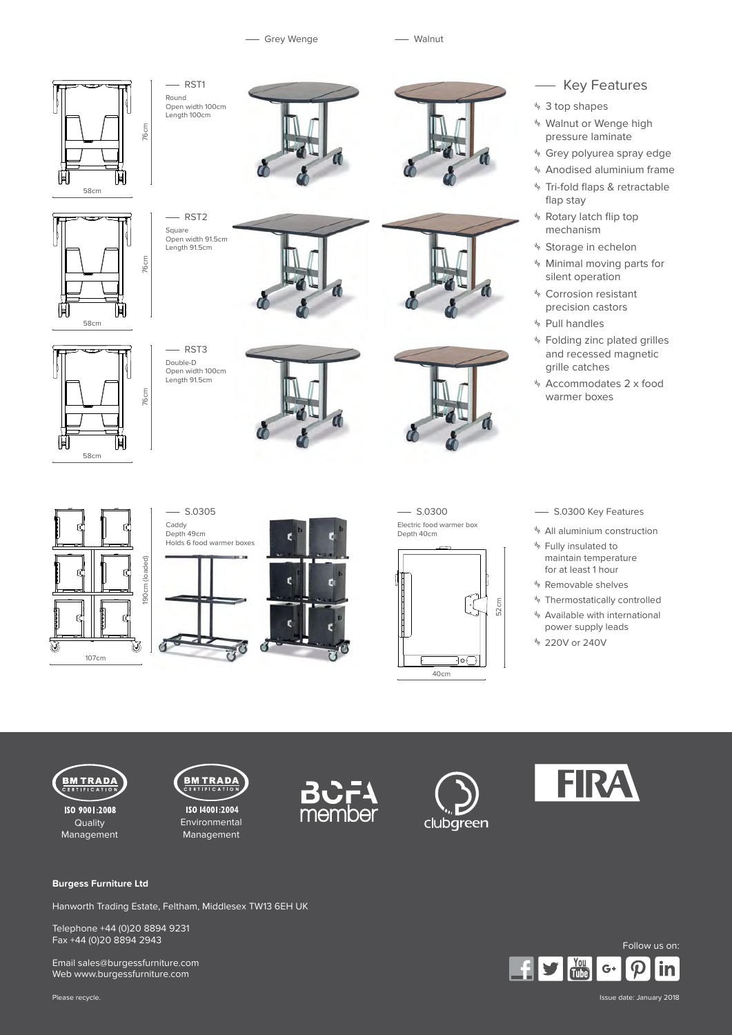Grey Wenge

Walnut

## RST1

Round
Open width 100cm
Length 100cm

76cm

58cm

## RST2

Square
Open width 91.5cm
Length 91.5cm

76cm

58cm

## RST3

Double-D
Open width 100cm
Length 91.5cm

76cm

58cm

## Key Features

- 3 top shapes
- Walnut or Wenge high pressure laminate
- Grey polyurea spray edge
- Anodised aluminium frame
- Tri-fold flaps & retractable flap stay
- Rotary latch flip top mechanism
- Storage in echelon
- Minimal moving parts for silent operation
- Corrosion resistant precision castors
- Pull handles
- Folding zinc plated grilles and recessed magnetic grille catches
- Accommodates 2 x food warmer boxes

## S.0305

Caddy
Depth 49cm
Holds 6 food warmer boxes

190cm (loaded)

107cm

## S.0300

Electric food warmer box
Depth 40cm

52cm

40cm

## S.0300 Key Features

- All aluminium construction
- Fully insulated to maintain temperature for at least 1 hour
- Removable shelves
- Thermostatically controlled
- Available with international power supply leads
- 220V or 240V

BM TRADA CERTIFICATION
ISO 9001:2008
Quality Management

BM TRADA CERTIFICATION
ISO 14001:2004
Environmental Management

BCFA member

clubgreen

FIRA

**Burgess Furniture Ltd**

Hanworth Trading Estate, Feltham, Middlesex TW13 6EH UK

Telephone +44 (0)20 8894 9231
Fax +44 (0)20 8894 2943

Email sales@burgessfurniture.com
Web www.burgessfurniture.com

Follow us on:

Please recycle.

Issue date: January 2018